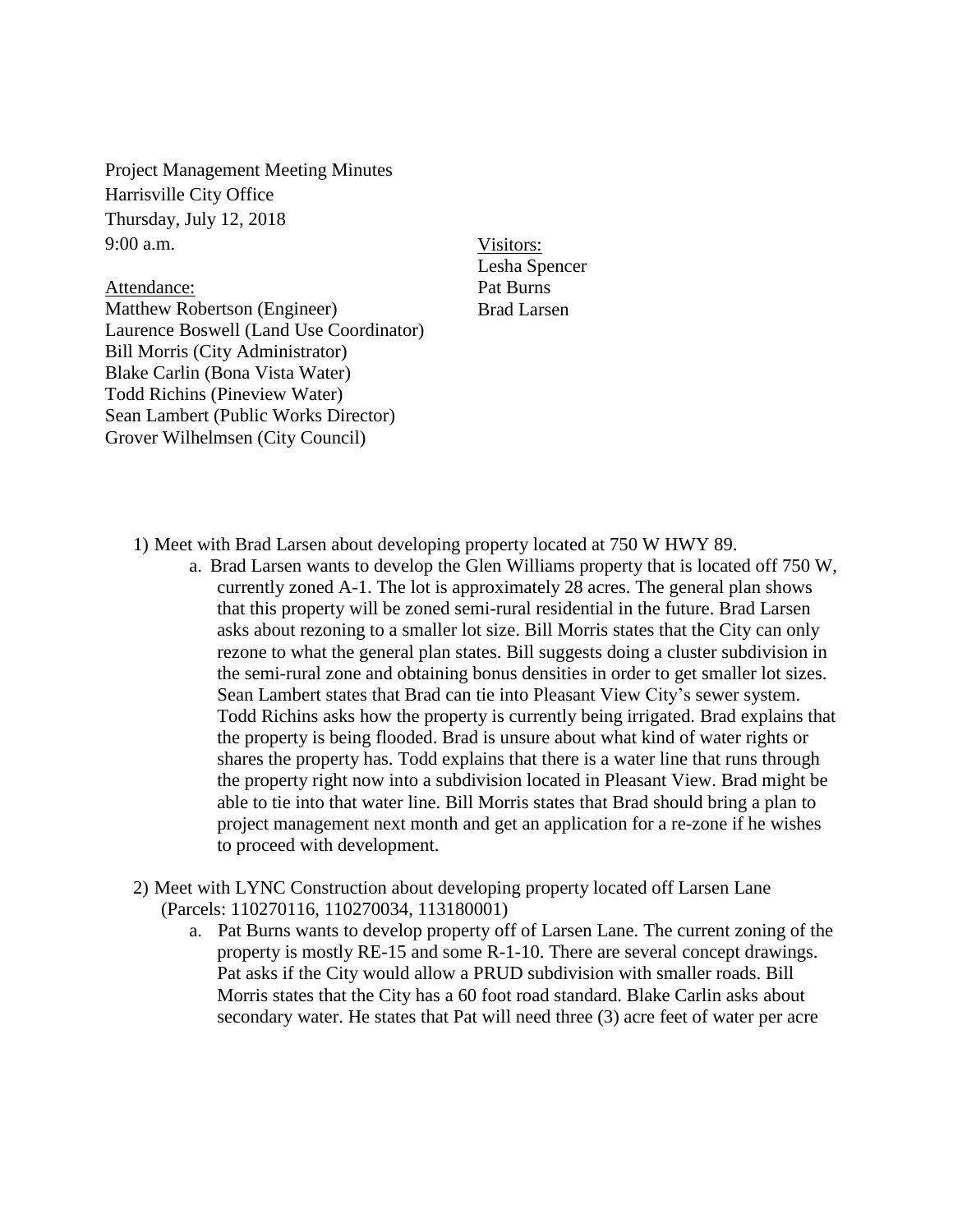Project Management Meeting Minutes
Harrisville City Office
Thursday, July 12, 2018
9:00 a.m.

Attendance:
Matthew Robertson (Engineer)
Laurence Boswell (Land Use Coordinator)
Bill Morris (City Administrator)
Blake Carlin (Bona Vista Water)
Todd Richins (Pineview Water)
Sean Lambert (Public Works Director)
Grover Wilhelmsen (City Council)

Visitors:
Lesha Spencer
Pat Burns
Brad Larsen

1) Meet with Brad Larsen about developing property located at 750 W HWY 89.
   a. Brad Larsen wants to develop the Glen Williams property that is located off 750 W, currently zoned A-1. The lot is approximately 28 acres. The general plan shows that this property will be zoned semi-rural residential in the future. Brad Larsen asks about rezoning to a smaller lot size. Bill Morris states that the City can only rezone to what the general plan states. Bill suggests doing a cluster subdivision in the semi-rural zone and obtaining bonus densities in order to get smaller lot sizes. Sean Lambert states that Brad can tie into Pleasant View City's sewer system. Todd Richins asks how the property is currently being irrigated. Brad explains that the property is being flooded. Brad is unsure about what kind of water rights or shares the property has. Todd explains that there is a water line that runs through the property right now into a subdivision located in Pleasant View. Brad might be able to tie into that water line. Bill Morris states that Brad should bring a plan to project management next month and get an application for a re-zone if he wishes to proceed with development.

2) Meet with LYNC Construction about developing property located off Larsen Lane (Parcels: 110270116, 110270034, 113180001)
   a. Pat Burns wants to develop property off of Larsen Lane. The current zoning of the property is mostly RE-15 and some R-1-10. There are several concept drawings. Pat asks if the City would allow a PRUD subdivision with smaller roads. Bill Morris states that the City has a 60 foot road standard. Blake Carlin asks about secondary water. He states that Pat will need three (3) acre feet of water per acre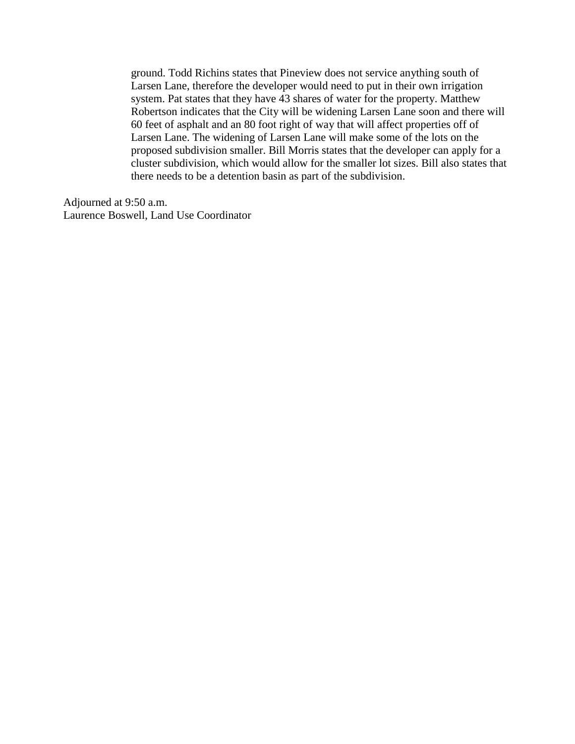ground. Todd Richins states that Pineview does not service anything south of Larsen Lane, therefore the developer would need to put in their own irrigation system. Pat states that they have 43 shares of water for the property. Matthew Robertson indicates that the City will be widening Larsen Lane soon and there will 60 feet of asphalt and an 80 foot right of way that will affect properties off of Larsen Lane. The widening of Larsen Lane will make some of the lots on the proposed subdivision smaller. Bill Morris states that the developer can apply for a cluster subdivision, which would allow for the smaller lot sizes. Bill also states that there needs to be a detention basin as part of the subdivision.

Adjourned at 9:50 a.m.
Laurence Boswell, Land Use Coordinator